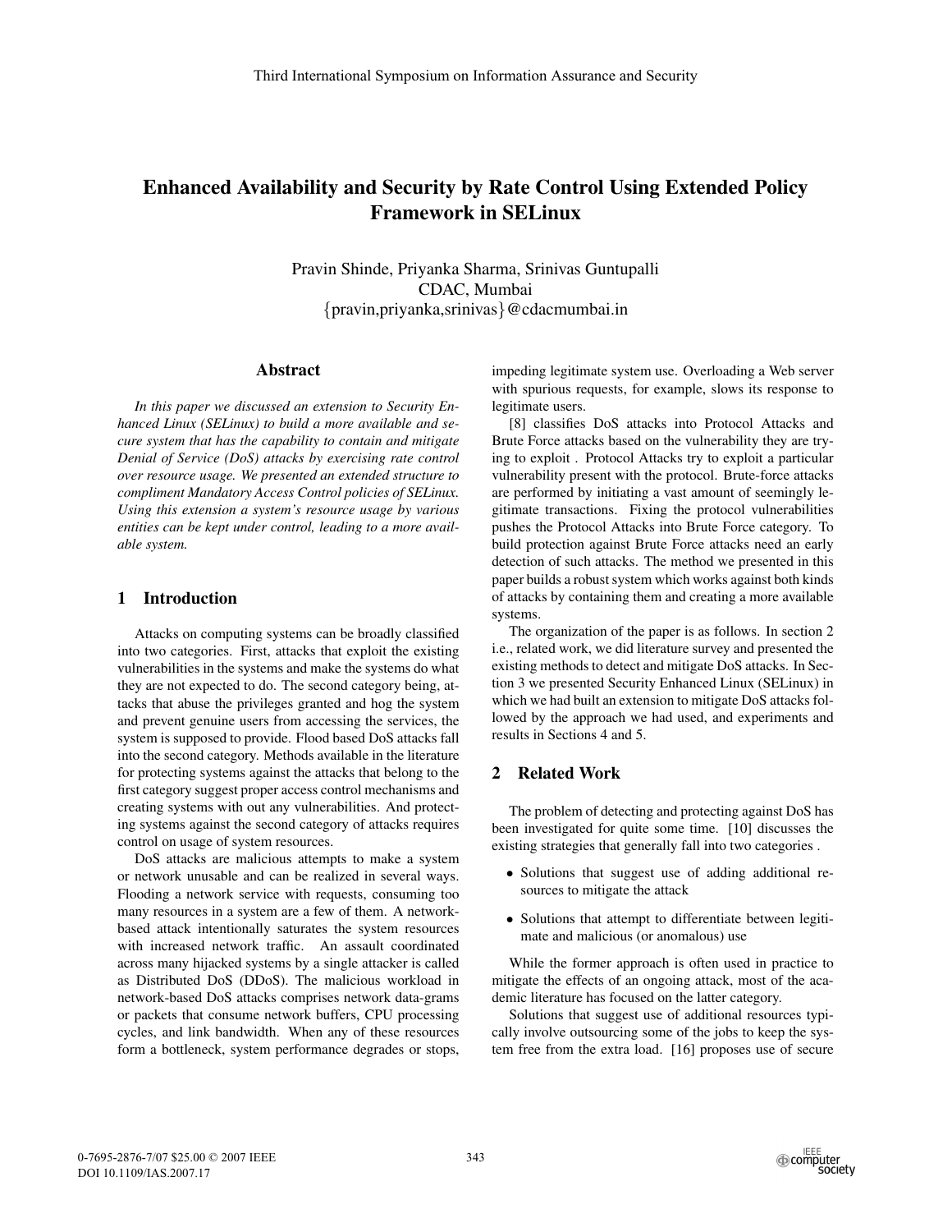# Enhanced Availability and Security by Rate Control Using Extended Policy Framework in SELinux

Pravin Shinde, Priyanka Sharma, Srinivas Guntupalli
CDAC, Mumbai
{pravin,priyanka,srinivas}@cdacmumbai.in

## Abstract

*In this paper we discussed an extension to Security Enhanced Linux (SELinux) to build a more available and secure system that has the capability to contain and mitigate Denial of Service (DoS) attacks by exercising rate control over resource usage. We presented an extended structure to compliment Mandatory Access Control policies of SELinux. Using this extension a system's resource usage by various entities can be kept under control, leading to a more available system.*

## 1 Introduction

Attacks on computing systems can be broadly classified into two categories. First, attacks that exploit the existing vulnerabilities in the systems and make the systems do what they are not expected to do. The second category being, attacks that abuse the privileges granted and hog the system and prevent genuine users from accessing the services, the system is supposed to provide. Flood based DoS attacks fall into the second category. Methods available in the literature for protecting systems against the attacks that belong to the first category suggest proper access control mechanisms and creating systems with out any vulnerabilities. And protecting systems against the second category of attacks requires control on usage of system resources.

DoS attacks are malicious attempts to make a system or network unusable and can be realized in several ways. Flooding a network service with requests, consuming too many resources in a system are a few of them. A network-based attack intentionally saturates the system resources with increased network traffic. An assault coordinated across many hijacked systems by a single attacker is called as Distributed DoS (DDoS). The malicious workload in network-based DoS attacks comprises network data-grams or packets that consume network buffers, CPU processing cycles, and link bandwidth. When any of these resources form a bottleneck, system performance degrades or stops, impeding legitimate system use. Overloading a Web server with spurious requests, for example, slows its response to legitimate users.

[8] classifies DoS attacks into Protocol Attacks and Brute Force attacks based on the vulnerability they are trying to exploit . Protocol Attacks try to exploit a particular vulnerability present with the protocol. Brute-force attacks are performed by initiating a vast amount of seemingly legitimate transactions. Fixing the protocol vulnerabilities pushes the Protocol Attacks into Brute Force category. To build protection against Brute Force attacks need an early detection of such attacks. The method we presented in this paper builds a robust system which works against both kinds of attacks by containing them and creating a more available systems.

The organization of the paper is as follows. In section 2 i.e., related work, we did literature survey and presented the existing methods to detect and mitigate DoS attacks. In Section 3 we presented Security Enhanced Linux (SELinux) in which we had built an extension to mitigate DoS attacks followed by the approach we had used, and experiments and results in Sections 4 and 5.

## 2 Related Work

The problem of detecting and protecting against DoS has been investigated for quite some time. [10] discusses the existing strategies that generally fall into two categories .

- Solutions that suggest use of adding additional resources to mitigate the attack
- Solutions that attempt to differentiate between legitimate and malicious (or anomalous) use

While the former approach is often used in practice to mitigate the effects of an ongoing attack, most of the academic literature has focused on the latter category.

Solutions that suggest use of additional resources typically involve outsourcing some of the jobs to keep the system free from the extra load. [16] proposes use of secure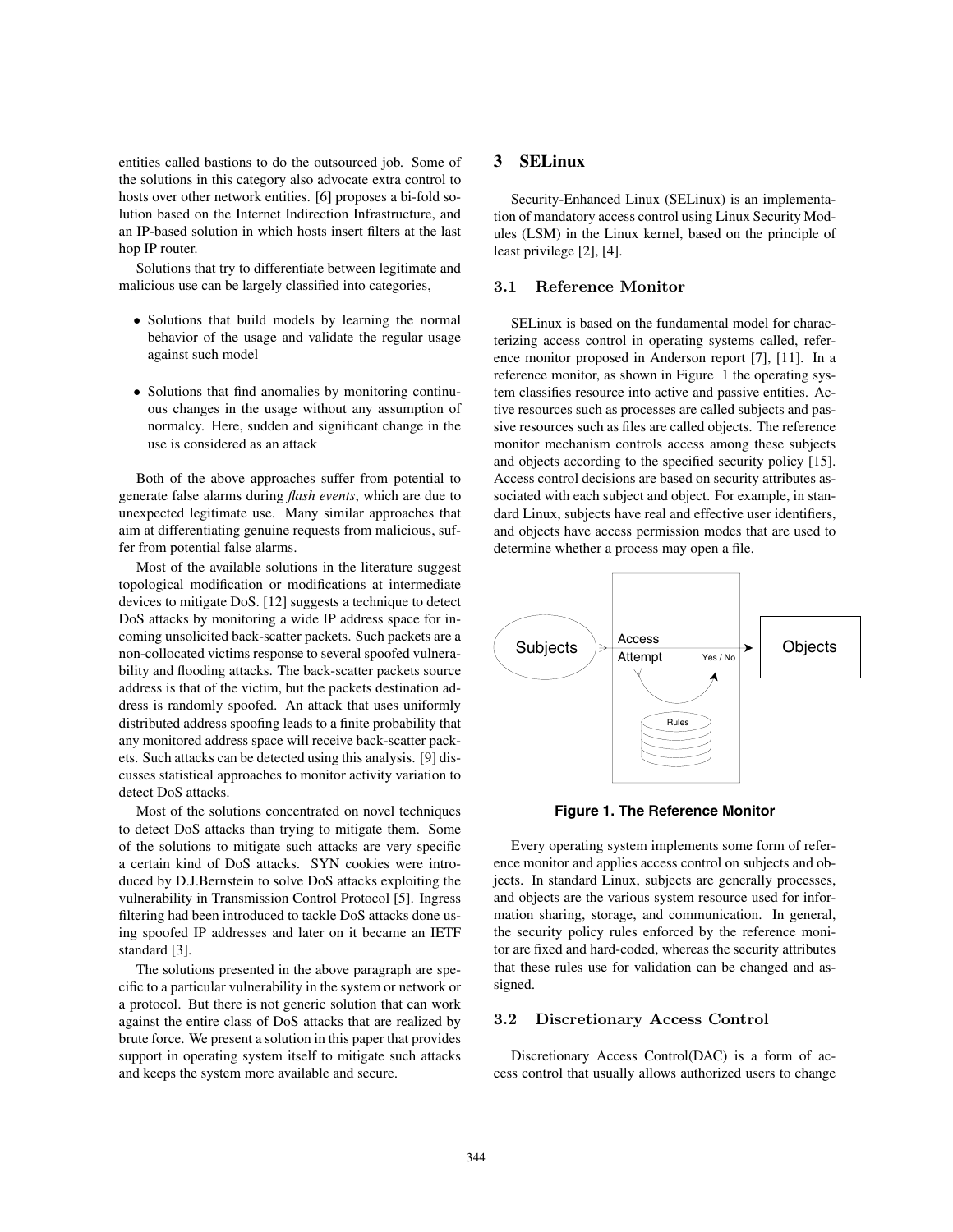entities called bastions to do the outsourced job. Some of the solutions in this category also advocate extra control to hosts over other network entities. [6] proposes a bi-fold solution based on the Internet Indirection Infrastructure, and an IP-based solution in which hosts insert filters at the last hop IP router.

Solutions that try to differentiate between legitimate and malicious use can be largely classified into categories,

- Solutions that build models by learning the normal behavior of the usage and validate the regular usage against such model
- Solutions that find anomalies by monitoring continuous changes in the usage without any assumption of normalcy. Here, sudden and significant change in the use is considered as an attack

Both of the above approaches suffer from potential to generate false alarms during *flash events*, which are due to unexpected legitimate use. Many similar approaches that aim at differentiating genuine requests from malicious, suffer from potential false alarms.

Most of the available solutions in the literature suggest topological modification or modifications at intermediate devices to mitigate DoS. [12] suggests a technique to detect DoS attacks by monitoring a wide IP address space for incoming unsolicited back-scatter packets. Such packets are a non-collocated victims response to several spoofed vulnerability and flooding attacks. The back-scatter packets source address is that of the victim, but the packets destination address is randomly spoofed. An attack that uses uniformly distributed address spoofing leads to a finite probability that any monitored address space will receive back-scatter packets. Such attacks can be detected using this analysis. [9] discusses statistical approaches to monitor activity variation to detect DoS attacks.

Most of the solutions concentrated on novel techniques to detect DoS attacks than trying to mitigate them. Some of the solutions to mitigate such attacks are very specific a certain kind of DoS attacks. SYN cookies were introduced by D.J.Bernstein to solve DoS attacks exploiting the vulnerability in Transmission Control Protocol [5]. Ingress filtering had been introduced to tackle DoS attacks done using spoofed IP addresses and later on it became an IETF standard [3].

The solutions presented in the above paragraph are specific to a particular vulnerability in the system or network or a protocol. But there is not generic solution that can work against the entire class of DoS attacks that are realized by brute force. We present a solution in this paper that provides support in operating system itself to mitigate such attacks and keeps the system more available and secure.

# 3 SELinux

Security-Enhanced Linux (SELinux) is an implementation of mandatory access control using Linux Security Modules (LSM) in the Linux kernel, based on the principle of least privilege [2], [4].

## 3.1 Reference Monitor

SELinux is based on the fundamental model for characterizing access control in operating systems called, reference monitor proposed in Anderson report [7], [11]. In a reference monitor, as shown in Figure 1 the operating system classifies resource into active and passive entities. Active resources such as processes are called subjects and passive resources such as files are called objects. The reference monitor mechanism controls access among these subjects and objects according to the specified security policy [15]. Access control decisions are based on security attributes associated with each subject and object. For example, in standard Linux, subjects have real and effective user identifiers, and objects have access permission modes that are used to determine whether a process may open a file.

Subjects

Access Attempt

Yes / No

Rules

Objects

**Figure 1. The Reference Monitor**

Every operating system implements some form of reference monitor and applies access control on subjects and objects. In standard Linux, subjects are generally processes, and objects are the various system resource used for information sharing, storage, and communication. In general, the security policy rules enforced by the reference monitor are fixed and hard-coded, whereas the security attributes that these rules use for validation can be changed and assigned.

## 3.2 Discretionary Access Control

Discretionary Access Control(DAC) is a form of access control that usually allows authorized users to change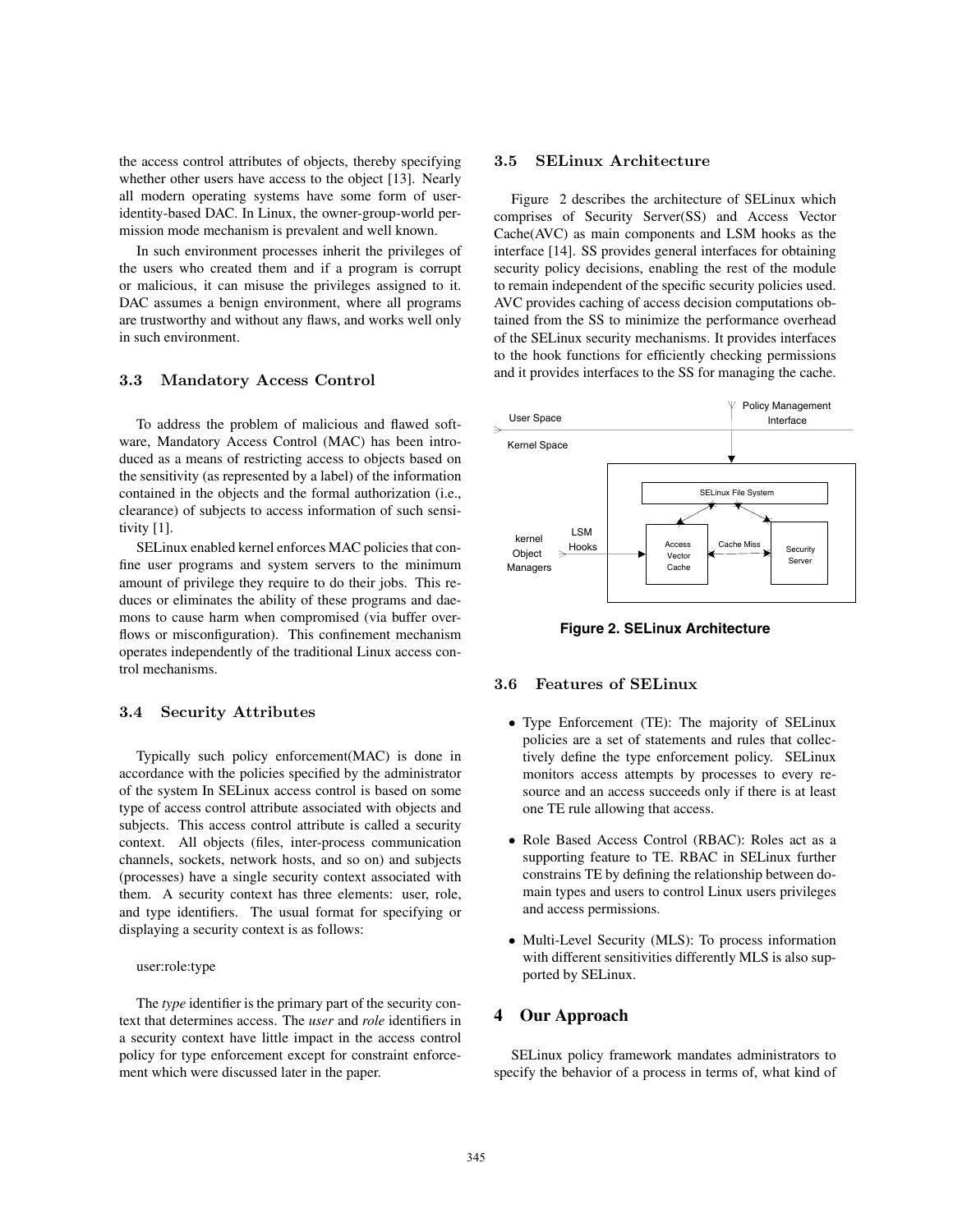the access control attributes of objects, thereby specifying whether other users have access to the object [13]. Nearly all modern operating systems have some form of user-identity-based DAC. In Linux, the owner-group-world permission mode mechanism is prevalent and well known.

In such environment processes inherit the privileges of the users who created them and if a program is corrupt or malicious, it can misuse the privileges assigned to it. DAC assumes a benign environment, where all programs are trustworthy and without any flaws, and works well only in such environment.

### 3.3 Mandatory Access Control

To address the problem of malicious and flawed software, Mandatory Access Control (MAC) has been introduced as a means of restricting access to objects based on the sensitivity (as represented by a label) of the information contained in the objects and the formal authorization (i.e., clearance) of subjects to access information of such sensitivity [1].

SELinux enabled kernel enforces MAC policies that confine user programs and system servers to the minimum amount of privilege they require to do their jobs. This reduces or eliminates the ability of these programs and daemons to cause harm when compromised (via buffer overflows or misconfiguration). This confinement mechanism operates independently of the traditional Linux access control mechanisms.

### 3.4 Security Attributes

Typically such policy enforcement(MAC) is done in accordance with the policies specified by the administrator of the system In SELinux access control is based on some type of access control attribute associated with objects and subjects. This access control attribute is called a security context. All objects (files, inter-process communication channels, sockets, network hosts, and so on) and subjects (processes) have a single security context associated with them. A security context has three elements: user, role, and type identifiers. The usual format for specifying or displaying a security context is as follows:

user:role:type

The *type* identifier is the primary part of the security context that determines access. The *user* and *role* identifiers in a security context have little impact in the access control policy for type enforcement except for constraint enforcement which were discussed later in the paper.

### 3.5 SELinux Architecture

Figure 2 describes the architecture of SELinux which comprises of Security Server(SS) and Access Vector Cache(AVC) as main components and LSM hooks as the interface [14]. SS provides general interfaces for obtaining security policy decisions, enabling the rest of the module to remain independent of the specific security policies used. AVC provides caching of access decision computations obtained from the SS to minimize the performance overhead of the SELinux security mechanisms. It provides interfaces to the hook functions for efficiently checking permissions and it provides interfaces to the SS for managing the cache.

User Space | Policy Management Interface | Kernel Space | SELinux File System | kernel Object Managers | LSM Hooks | Access Vector Cache | Cache Miss | Security Server

**Figure 2. SELinux Architecture**

### 3.6 Features of SELinux

- Type Enforcement (TE): The majority of SELinux policies are a set of statements and rules that collectively define the type enforcement policy. SELinux monitors access attempts by processes to every resource and an access succeeds only if there is at least one TE rule allowing that access.
- Role Based Access Control (RBAC): Roles act as a supporting feature to TE. RBAC in SELinux further constrains TE by defining the relationship between domain types and users to control Linux users privileges and access permissions.
- Multi-Level Security (MLS): To process information with different sensitivities differently MLS is also supported by SELinux.

## 4 Our Approach

SELinux policy framework mandates administrators to specify the behavior of a process in terms of, what kind of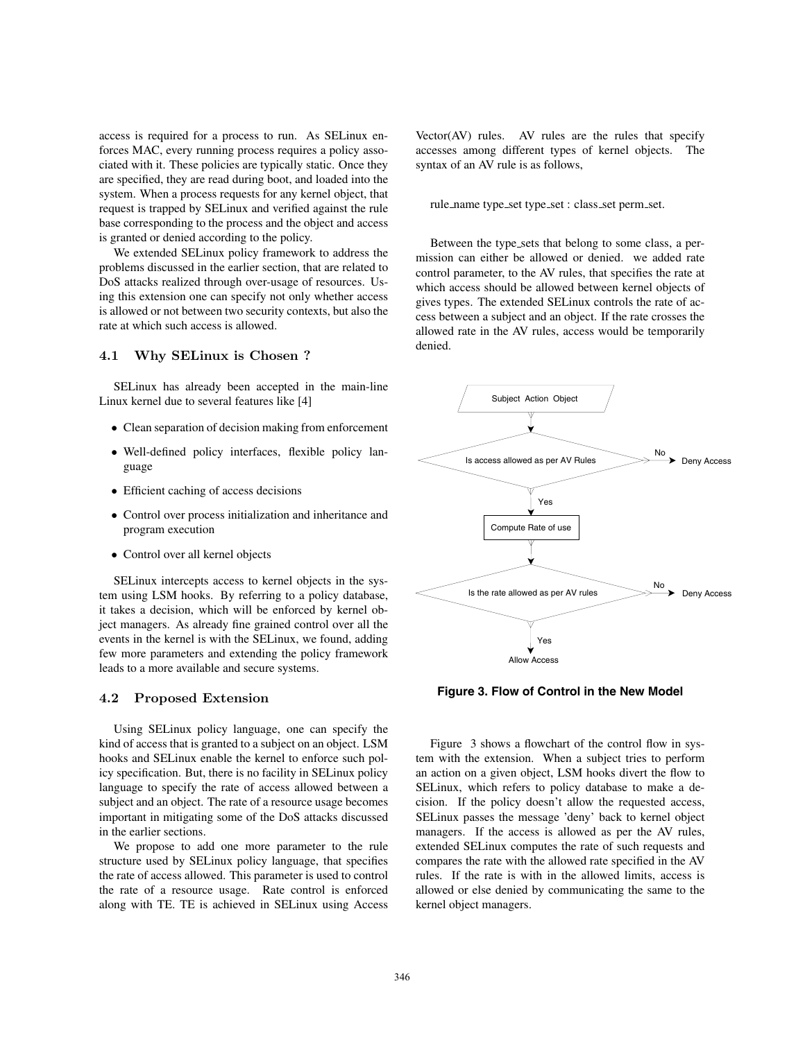access is required for a process to run. As SELinux enforces MAC, every running process requires a policy associated with it. These policies are typically static. Once they are specified, they are read during boot, and loaded into the system. When a process requests for any kernel object, that request is trapped by SELinux and verified against the rule base corresponding to the process and the object and access is granted or denied according to the policy.

We extended SELinux policy framework to address the problems discussed in the earlier section, that are related to DoS attacks realized through over-usage of resources. Using this extension one can specify not only whether access is allowed or not between two security contexts, but also the rate at which such access is allowed.

### 4.1 Why SELinux is Chosen ?

SELinux has already been accepted in the main-line Linux kernel due to several features like [4]

- Clean separation of decision making from enforcement
- Well-defined policy interfaces, flexible policy language
- Efficient caching of access decisions
- Control over process initialization and inheritance and program execution
- Control over all kernel objects

SELinux intercepts access to kernel objects in the system using LSM hooks. By referring to a policy database, it takes a decision, which will be enforced by kernel object managers. As already fine grained control over all the events in the kernel is with the SELinux, we found, adding few more parameters and extending the policy framework leads to a more available and secure systems.

### 4.2 Proposed Extension

Using SELinux policy language, one can specify the kind of access that is granted to a subject on an object. LSM hooks and SELinux enable the kernel to enforce such policy specification. But, there is no facility in SELinux policy language to specify the rate of access allowed between a subject and an object. The rate of a resource usage becomes important in mitigating some of the DoS attacks discussed in the earlier sections.

We propose to add one more parameter to the rule structure used by SELinux policy language, that specifies the rate of access allowed. This parameter is used to control the rate of a resource usage. Rate control is enforced along with TE. TE is achieved in SELinux using Access Vector(AV) rules. AV rules are the rules that specify accesses among different types of kernel objects. The syntax of an AV rule is as follows,

rule_name type_set type_set : class_set perm_set.

Between the type_sets that belong to some class, a permission can either be allowed or denied. we added rate control parameter, to the AV rules, that specifies the rate at which access should be allowed between kernel objects of gives types. The extended SELinux controls the rate of access between a subject and an object. If the rate crosses the allowed rate in the AV rules, access would be temporarily denied.

Subject Action Object

Is access allowed as per AV Rules

No

Deny Access

Yes

Compute Rate of use

Is the rate allowed as per AV rules

No

Deny Access

Yes

Allow Access

**Figure 3. Flow of Control in the New Model**

Figure 3 shows a flowchart of the control flow in system with the extension. When a subject tries to perform an action on a given object, LSM hooks divert the flow to SELinux, which refers to policy database to make a decision. If the policy doesn't allow the requested access, SELinux passes the message 'deny' back to kernel object managers. If the access is allowed as per the AV rules, extended SELinux computes the rate of such requests and compares the rate with the allowed rate specified in the AV rules. If the rate is with in the allowed limits, access is allowed or else denied by communicating the same to the kernel object managers.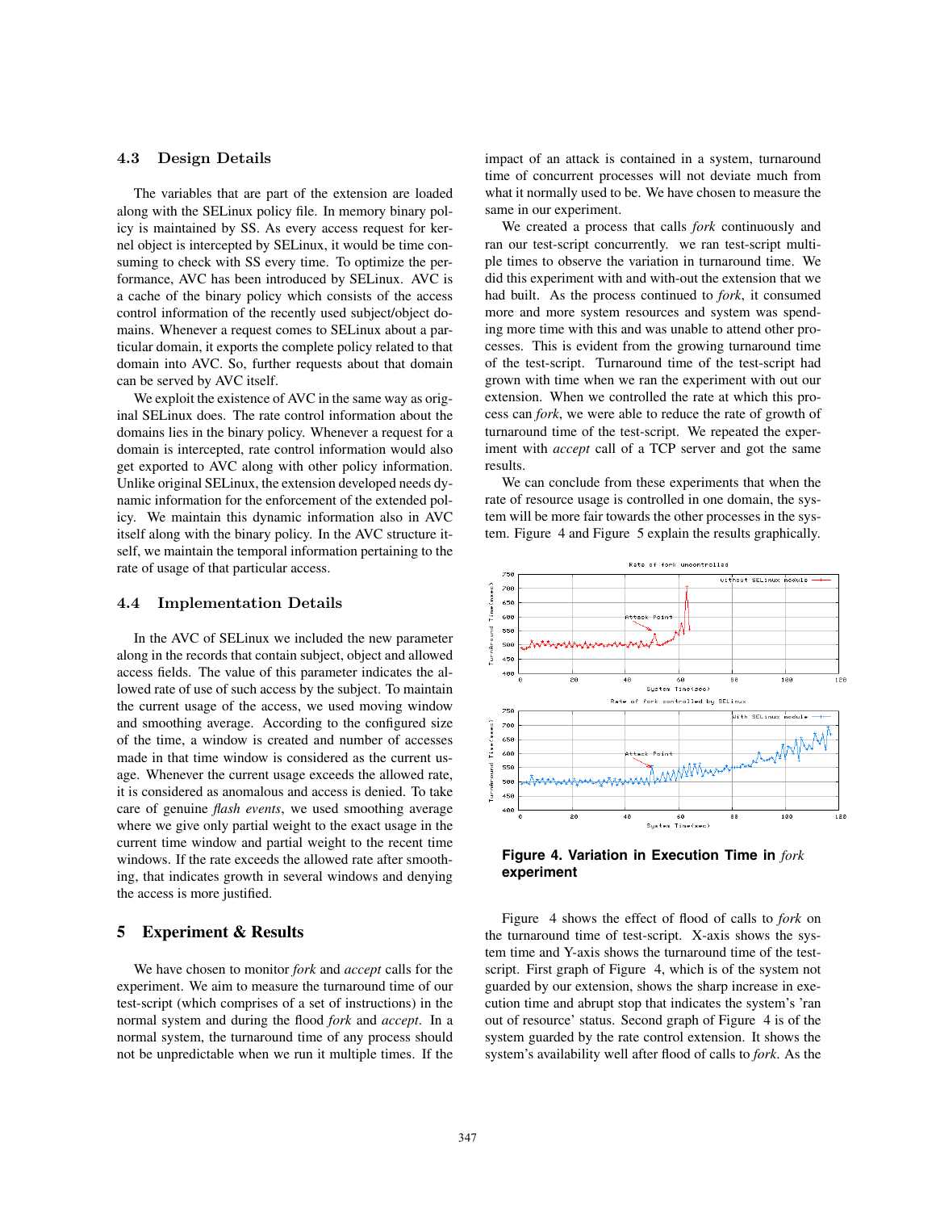### 4.3 Design Details

The variables that are part of the extension are loaded along with the SELinux policy file. In memory binary policy is maintained by SS. As every access request for kernel object is intercepted by SELinux, it would be time consuming to check with SS every time. To optimize the performance, AVC has been introduced by SELinux. AVC is a cache of the binary policy which consists of the access control information of the recently used subject/object domains. Whenever a request comes to SELinux about a particular domain, it exports the complete policy related to that domain into AVC. So, further requests about that domain can be served by AVC itself.

We exploit the existence of AVC in the same way as original SELinux does. The rate control information about the domains lies in the binary policy. Whenever a request for a domain is intercepted, rate control information would also get exported to AVC along with other policy information. Unlike original SELinux, the extension developed needs dynamic information for the enforcement of the extended policy. We maintain this dynamic information also in AVC itself along with the binary policy. In the AVC structure itself, we maintain the temporal information pertaining to the rate of usage of that particular access.

### 4.4 Implementation Details

In the AVC of SELinux we included the new parameter along in the records that contain subject, object and allowed access fields. The value of this parameter indicates the allowed rate of use of such access by the subject. To maintain the current usage of the access, we used moving window and smoothing average. According to the configured size of the time, a window is created and number of accesses made in that time window is considered as the current usage. Whenever the current usage exceeds the allowed rate, it is considered as anomalous and access is denied. To take care of genuine *flash events*, we used smoothing average where we give only partial weight to the exact usage in the current time window and partial weight to the recent time windows. If the rate exceeds the allowed rate after smoothing, that indicates growth in several windows and denying the access is more justified.

## 5 Experiment & Results

We have chosen to monitor *fork* and *accept* calls for the experiment. We aim to measure the turnaround time of our test-script (which comprises of a set of instructions) in the normal system and during the flood *fork* and *accept*. In a normal system, the turnaround time of any process should not be unpredictable when we run it multiple times. If the impact of an attack is contained in a system, turnaround time of concurrent processes will not deviate much from what it normally used to be. We have chosen to measure the same in our experiment.

We created a process that calls *fork* continuously and ran our test-script concurrently. we ran test-script multiple times to observe the variation in turnaround time. We did this experiment with and with-out the extension that we had built. As the process continued to *fork*, it consumed more and more system resources and system was spending more time with this and was unable to attend other processes. This is evident from the growing turnaround time of the test-script. Turnaround time of the test-script had grown with time when we ran the experiment with out our extension. When we controlled the rate at which this process can *fork*, we were able to reduce the rate of growth of turnaround time of the test-script. We repeated the experiment with *accept* call of a TCP server and got the same results.

We can conclude from these experiments that when the rate of resource usage is controlled in one domain, the system will be more fair towards the other processes in the system. Figure 4 and Figure 5 explain the results graphically.

**Figure 4. Variation in Execution Time in *fork* experiment**

Figure 4 shows the effect of flood of calls to *fork* on the turnaround time of test-script. X-axis shows the system time and Y-axis shows the turnaround time of the test-script. First graph of Figure 4, which is of the system not guarded by our extension, shows the sharp increase in execution time and abrupt stop that indicates the system's 'ran out of resource' status. Second graph of Figure 4 is of the system guarded by the rate control extension. It shows the system's availability well after flood of calls to *fork*. As the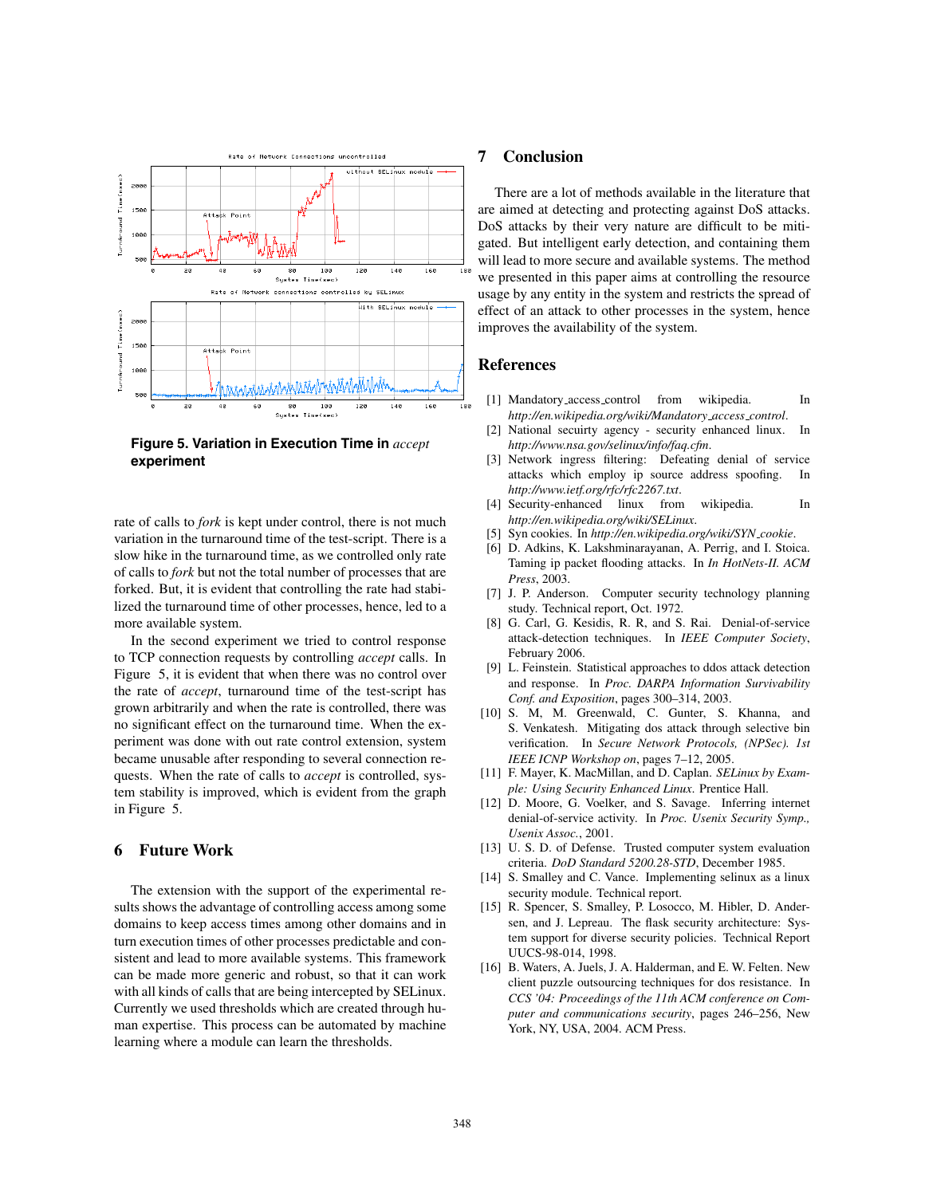Rate of Network Connections uncontrolled

Without SELinux module

Turnaround Time(msec)

2000
1500
1000
500

Attack Point

0 20 40 60 80 100 120 140 160 180

System Time(sec)

Rate of Network connections controlled by SELinux

With SELinux module

Turnaround Time(msec)

2000
1500
1000
500

Attack Point

0 20 40 60 80 100 120 140 160 180

System Time(sec)

**Figure 5. Variation in Execution Time in *accept* experiment**

rate of calls to *fork* is kept under control, there is not much variation in the turnaround time of the test-script. There is a slow hike in the turnaround time, as we controlled only rate of calls to *fork* but not the total number of processes that are forked. But, it is evident that controlling the rate had stabilized the turnaround time of other processes, hence, led to a more available system.

In the second experiment we tried to control response to TCP connection requests by controlling *accept* calls. In Figure 5, it is evident that when there was no control over the rate of *accept*, turnaround time of the test-script has grown arbitrarily and when the rate is controlled, there was no significant effect on the turnaround time. When the experiment was done with out rate control extension, system became unusable after responding to several connection requests. When the rate of calls to *accept* is controlled, system stability is improved, which is evident from the graph in Figure 5.

## 6 Future Work

The extension with the support of the experimental results shows the advantage of controlling access among some domains to keep access times among other domains and in turn execution times of other processes predictable and consistent and lead to more available systems. This framework can be made more generic and robust, so that it can work with all kinds of calls that are being intercepted by SELinux. Currently we used thresholds which are created through human expertise. This process can be automated by machine learning where a module can learn the thresholds.

## 7 Conclusion

There are a lot of methods available in the literature that are aimed at detecting and protecting against DoS attacks. DoS attacks by their very nature are difficult to be mitigated. But intelligent early detection, and containing them will lead to more secure and available systems. The method we presented in this paper aims at controlling the resource usage by any entity in the system and restricts the spread of effect of an attack to other processes in the system, hence improves the availability of the system.

## References

[1] Mandatory_access_control from wikipedia. In *http://en.wikipedia.org/wiki/Mandatory_access_control*.

[2] National security agency - security enhanced linux. In *http://www.nsa.gov/selinux/info/faq.cfm*.

[3] Network ingress filtering: Defeating denial of service attacks which employ ip source address spoofing. In *http://www.ietf.org/rfc/rfc2267.txt*.

[4] Security-enhanced linux from wikipedia. In *http://en.wikipedia.org/wiki/SELinux*.

[5] Syn cookies. In *http://en.wikipedia.org/wiki/SYN_cookie*.

[6] D. Adkins, K. Lakshminarayanan, A. Perrig, and I. Stoica. Taming ip packet flooding attacks. In *In HotNets-II. ACM Press*, 2003.

[7] J. P. Anderson. Computer security technology planning study. Technical report, Oct. 1972.

[8] G. Carl, G. Kesidis, R. R, and S. Rai. Denial-of-service attack-detection techniques. In *IEEE Computer Society*, February 2006.

[9] L. Feinstein. Statistical approaches to ddos attack detection and response. In *Proc. DARPA Information Survivability Conf. and Exposition*, pages 300–314, 2003.

[10] S. M, M. Greenwald, C. Gunter, S. Khanna, and S. Venkatesh. Mitigating dos attack through selective bin verification. In *Secure Network Protocols, (NPSec). 1st IEEE ICNP Workshop on*, pages 7–12, 2005.

[11] F. Mayer, K. MacMillan, and D. Caplan. *SELinux by Example: Using Security Enhanced Linux.* Prentice Hall.

[12] D. Moore, G. Voelker, and S. Savage. Inferring internet denial-of-service activity. In *Proc. Usenix Security Symp., Usenix Assoc.*, 2001.

[13] U. S. D. of Defense. Trusted computer system evaluation criteria. *DoD Standard 5200.28-STD*, December 1985.

[14] S. Smalley and C. Vance. Implementing selinux as a linux security module. Technical report.

[15] R. Spencer, S. Smalley, P. Losocco, M. Hibler, D. Andersen, and J. Lepreau. The flask security architecture: System support for diverse security policies. Technical Report UUCS-98-014, 1998.

[16] B. Waters, A. Juels, J. A. Halderman, and E. W. Felten. New client puzzle outsourcing techniques for dos resistance. In *CCS '04: Proceedings of the 11th ACM conference on Computer and communications security*, pages 246–256, New York, NY, USA, 2004. ACM Press.